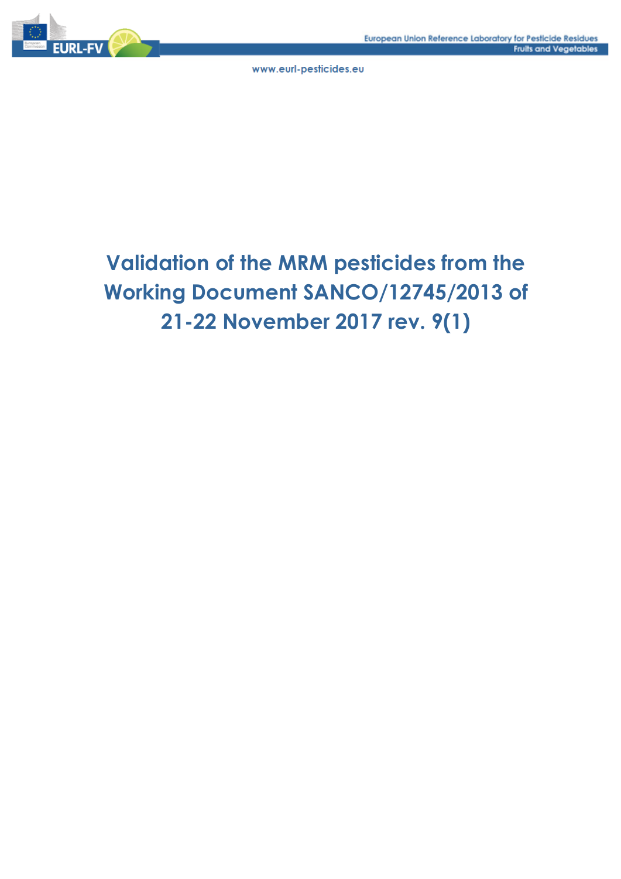# Validation of the MRM pesticides from the Working Document SANCO/12745/2013 of 21-22 November 2017 rev. 9(1)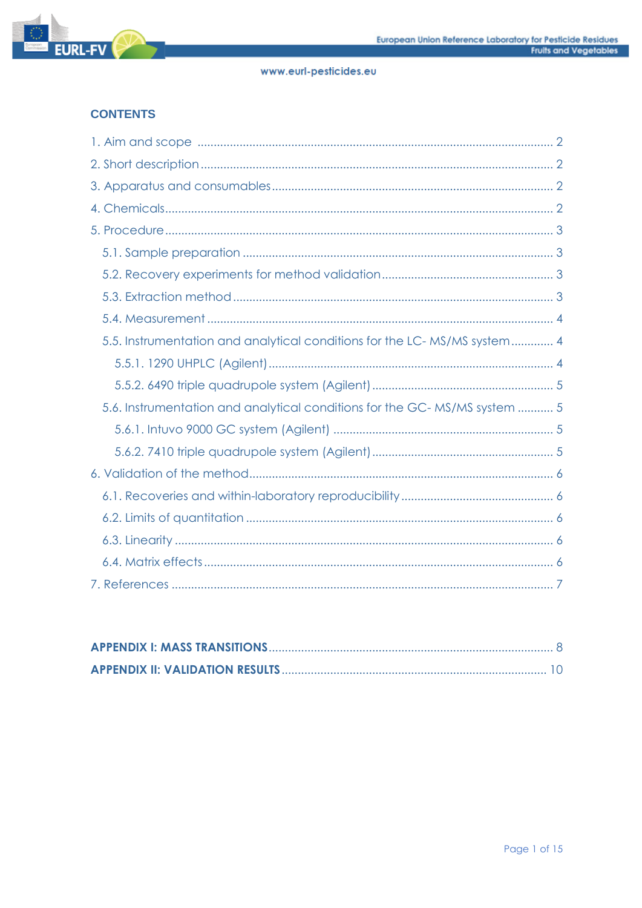## CONTENTS

1. Aim and scope ........................................................................................................ 2
2. Short description ..................................................................................................... 2
3. Apparatus and consumables .................................................................................. 2
4. Chemicals ................................................................................................................ 2
5. Procedure ................................................................................................................ 3
   - 5.1. Sample preparation ......................................................................................... 3
   - 5.2. Recovery experiments for method validation .................................................. 3
   - 5.3. Extraction method ............................................................................................ 3
   - 5.4. Measurement ................................................................................................... 4
   - 5.5. Instrumentation and analytical conditions for the LC- MS/MS system ............. 4
     - 5.5.1. 1290 UHPLC (Agilent) ................................................................................ 4
     - 5.5.2. 6490 triple quadrupole system (Agilent) .................................................... 5
   - 5.6. Instrumentation and analytical conditions for the GC- MS/MS system ............ 5
     - 5.6.1. Intuvo 9000 GC system (Agilent) .............................................................. 5
     - 5.6.2. 7410 triple quadrupole system (Agilent) .................................................... 5
6. Validation of the method ......................................................................................... 6
   - 6.1. Recoveries and within-laboratory reproducibility ............................................. 6
   - 6.2. Limits of quantitation ........................................................................................ 6
   - 6.3. Linearity ........................................................................................................... 6
   - 6.4. Matrix effects .................................................................................................... 6
7. References ............................................................................................................... 7

**APPENDIX I: MASS TRANSITIONS** ............................................................................. 8

**APPENDIX II: VALIDATION RESULTS** .......................................................................... 10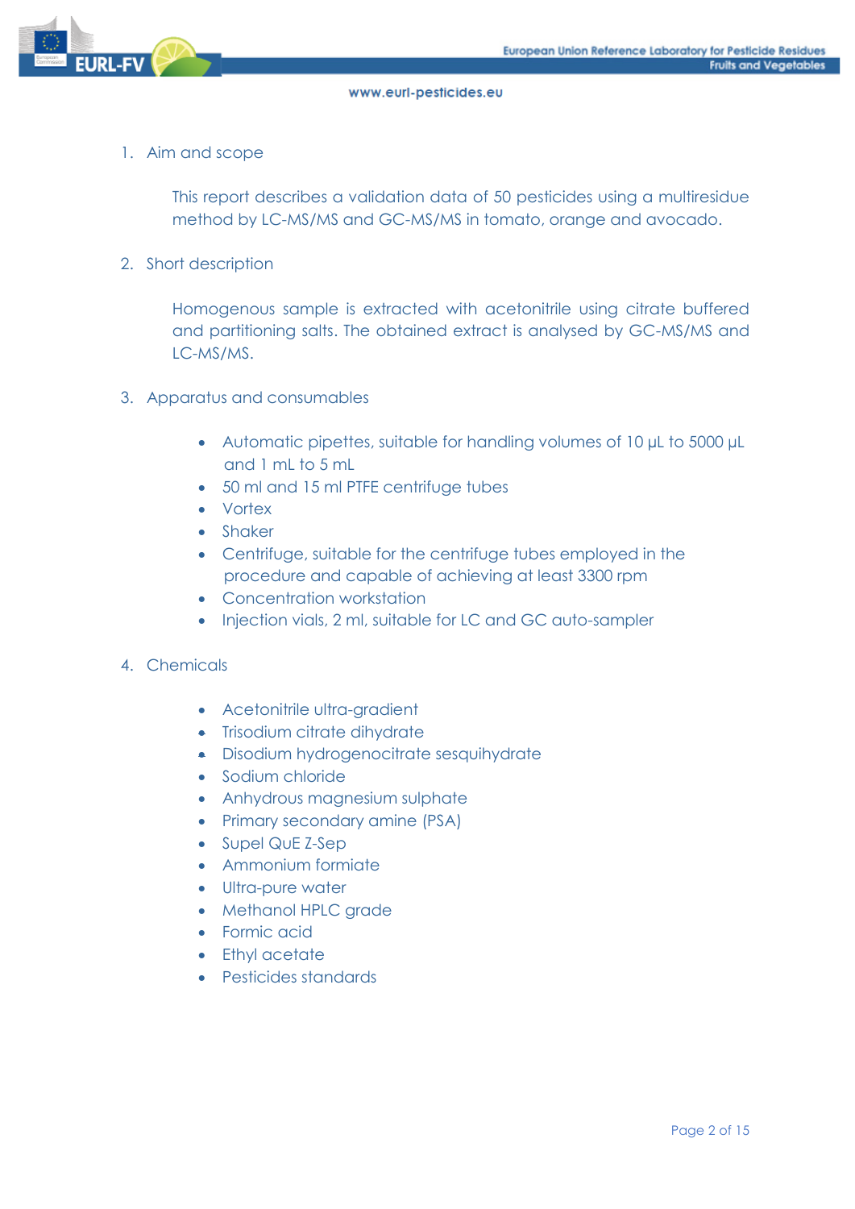1. Aim and scope

   This report describes a validation data of 50 pesticides using a multiresidue method by LC-MS/MS and GC-MS/MS in tomato, orange and avocado.

2. Short description

   Homogenous sample is extracted with acetonitrile using citrate buffered and partitioning salts. The obtained extract is analysed by GC-MS/MS and LC-MS/MS.

3. Apparatus and consumables

   - Automatic pipettes, suitable for handling volumes of 10 µL to 5000 µL and 1 mL to 5 mL
   - 50 ml and 15 ml PTFE centrifuge tubes
   - Vortex
   - Shaker
   - Centrifuge, suitable for the centrifuge tubes employed in the procedure and capable of achieving at least 3300 rpm
   - Concentration workstation
   - Injection vials, 2 ml, suitable for LC and GC auto-sampler

4. Chemicals

   - Acetonitrile ultra-gradient
   - Trisodium citrate dihydrate
   - Disodium hydrogenocitrate sesquihydrate
   - Sodium chloride
   - Anhydrous magnesium sulphate
   - Primary secondary amine (PSA)
   - Supel QuE Z-Sep
   - Ammonium formiate
   - Ultra-pure water
   - Methanol HPLC grade
   - Formic acid
   - Ethyl acetate
   - Pesticides standards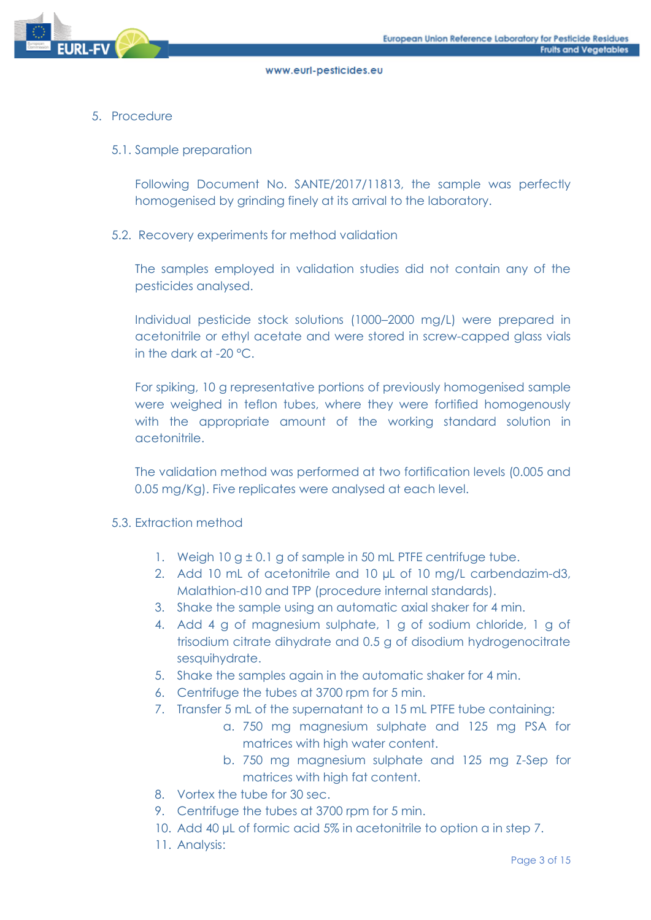5. Procedure

5.1. Sample preparation

Following Document No. SANTE/2017/11813, the sample was perfectly homogenised by grinding finely at its arrival to the laboratory.

5.2. Recovery experiments for method validation

The samples employed in validation studies did not contain any of the pesticides analysed.

Individual pesticide stock solutions (1000–2000 mg/L) were prepared in acetonitrile or ethyl acetate and were stored in screw-capped glass vials in the dark at -20 °C.

For spiking, 10 g representative portions of previously homogenised sample were weighed in teflon tubes, where they were fortified homogenously with the appropriate amount of the working standard solution in acetonitrile.

The validation method was performed at two fortification levels (0.005 and 0.05 mg/Kg). Five replicates were analysed at each level.

5.3. Extraction method

1. Weigh 10 g ± 0.1 g of sample in 50 mL PTFE centrifuge tube.
2. Add 10 mL of acetonitrile and 10 µL of 10 mg/L carbendazim-d3, Malathion-d10 and TPP (procedure internal standards).
3. Shake the sample using an automatic axial shaker for 4 min.
4. Add 4 g of magnesium sulphate, 1 g of sodium chloride, 1 g of trisodium citrate dihydrate and 0.5 g of disodium hydrogenocitrate sesquihydrate.
5. Shake the samples again in the automatic shaker for 4 min.
6. Centrifuge the tubes at 3700 rpm for 5 min.
7. Transfer 5 mL of the supernatant to a 15 mL PTFE tube containing:
    a. 750 mg magnesium sulphate and 125 mg PSA for matrices with high water content.
    b. 750 mg magnesium sulphate and 125 mg Z-Sep for matrices with high fat content.
8. Vortex the tube for 30 sec.
9. Centrifuge the tubes at 3700 rpm for 5 min.
10. Add 40 µL of formic acid 5% in acetonitrile to option a in step 7.
11. Analysis: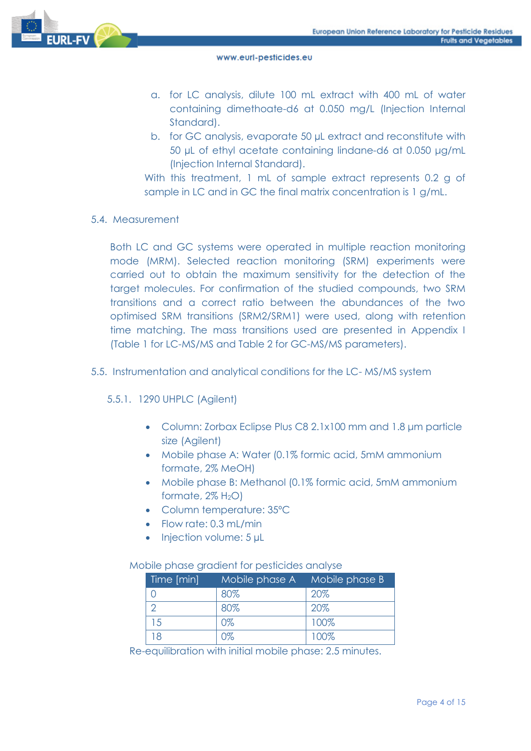a. for LC analysis, dilute 100 mL extract with 400 mL of water containing dimethoate-d6 at 0.050 mg/L (Injection Internal Standard).
b. for GC analysis, evaporate 50 µL extract and reconstitute with 50 µL of ethyl acetate containing lindane-d6 at 0.050 µg/mL (Injection Internal Standard).

With this treatment, 1 mL of sample extract represents 0.2 g of sample in LC and in GC the final matrix concentration is 1 g/mL.

### 5.4. Measurement

Both LC and GC systems were operated in multiple reaction monitoring mode (MRM). Selected reaction monitoring (SRM) experiments were carried out to obtain the maximum sensitivity for the detection of the target molecules. For confirmation of the studied compounds, two SRM transitions and a correct ratio between the abundances of the two optimised SRM transitions (SRM2/SRM1) were used, along with retention time matching. The mass transitions used are presented in Appendix I (Table 1 for LC-MS/MS and Table 2 for GC-MS/MS parameters).

### 5.5. Instrumentation and analytical conditions for the LC- MS/MS system

#### 5.5.1. 1290 UHPLC (Agilent)

- Column: Zorbax Eclipse Plus C8 2.1x100 mm and 1.8 µm particle size (Agilent)
- Mobile phase A: Water (0.1% formic acid, 5mM ammonium formate, 2% MeOH)
- Mobile phase B: Methanol (0.1% formic acid, 5mM ammonium formate, 2% $H_2O$)
- Column temperature: 35°C
- Flow rate: 0.3 mL/min
- Injection volume: 5 µL

Mobile phase gradient for pesticides analyse

| Time [min] | Mobile phase A | Mobile phase B |
|---|---|---|
| 0 | 80% | 20% |
| 2 | 80% | 20% |
| 15 | 0% | 100% |
| 18 | 0% | 100% |

Re-equilibration with initial mobile phase: 2.5 minutes.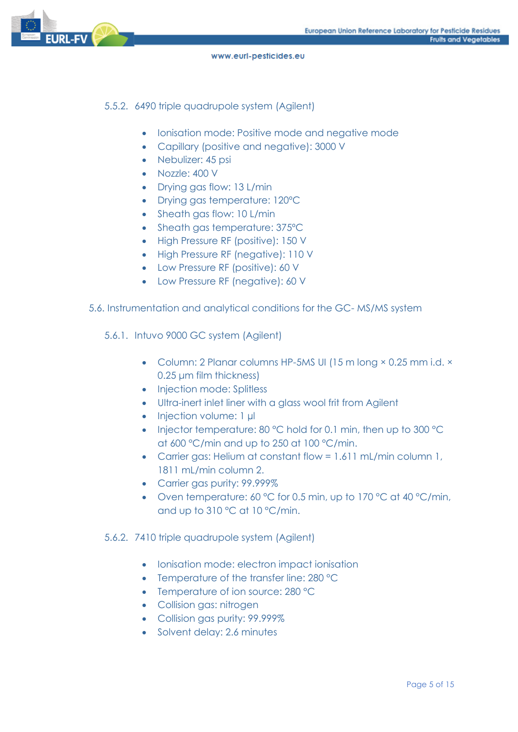### 5.5.2. 6490 triple quadrupole system (Agilent)

- Ionisation mode: Positive mode and negative mode
- Capillary (positive and negative): 3000 V
- Nebulizer: 45 psi
- Nozzle: 400 V
- Drying gas flow: 13 L/min
- Drying gas temperature: 120°C
- Sheath gas flow: 10 L/min
- Sheath gas temperature: 375°C
- High Pressure RF (positive): 150 V
- High Pressure RF (negative): 110 V
- Low Pressure RF (positive): 60 V
- Low Pressure RF (negative): 60 V

## 5.6. Instrumentation and analytical conditions for the GC- MS/MS system

### 5.6.1. Intuvo 9000 GC system (Agilent)

- Column: 2 Planar columns HP-5MS UI (15 m long × 0.25 mm i.d. × 0.25 µm film thickness)
- Injection mode: Splitless
- Ultra-inert inlet liner with a glass wool frit from Agilent
- Injection volume: 1 µl
- Injector temperature: 80 °C hold for 0.1 min, then up to 300 °C at 600 °C/min and up to 250 at 100 °C/min.
- Carrier gas: Helium at constant flow = 1.611 mL/min column 1, 1811 mL/min column 2.
- Carrier gas purity: 99.999%
- Oven temperature: 60 °C for 0.5 min, up to 170 °C at 40 °C/min, and up to 310 °C at 10 °C/min.

### 5.6.2. 7410 triple quadrupole system (Agilent)

- Ionisation mode: electron impact ionisation
- Temperature of the transfer line: 280 °C
- Temperature of ion source: 280 °C
- Collision gas: nitrogen
- Collision gas purity: 99.999%
- Solvent delay: 2.6 minutes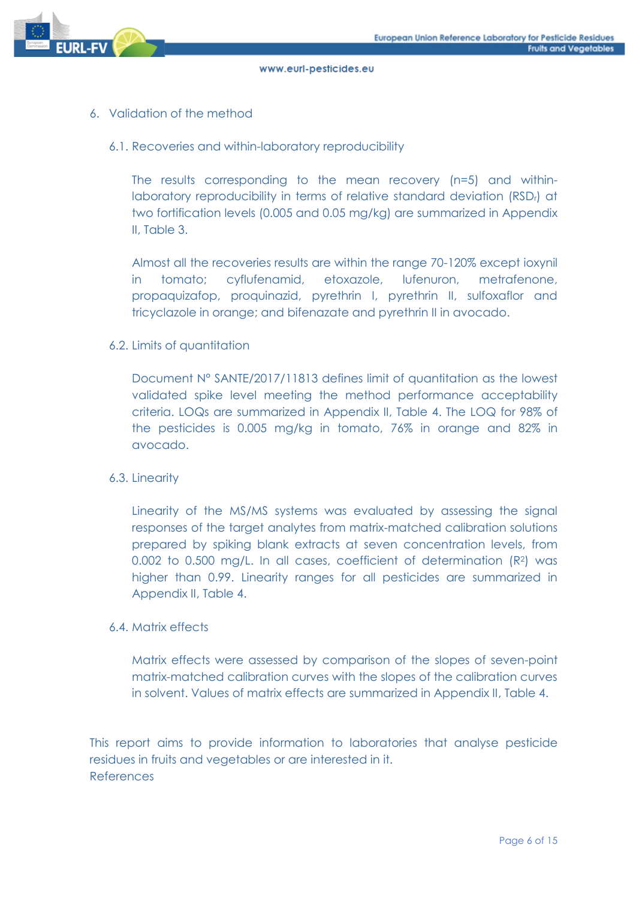## 6. Validation of the method

### 6.1. Recoveries and within-laboratory reproducibility

The results corresponding to the mean recovery (n=5) and within-laboratory reproducibility in terms of relative standard deviation ($RSD_r$) at two fortification levels (0.005 and 0.05 mg/kg) are summarized in Appendix II, Table 3.

Almost all the recoveries results are within the range 70-120% except ioxynil in tomato; cyflufenamid, etoxazole, lufenuron, metrafenone, propaquizafop, proquinazid, pyrethrin I, pyrethrin II, sulfoxaflor and tricyclazole in orange; and bifenazate and pyrethrin II in avocado.

### 6.2. Limits of quantitation

Document N° SANTE/2017/11813 defines limit of quantitation as the lowest validated spike level meeting the method performance acceptability criteria. LOQs are summarized in Appendix II, Table 4. The LOQ for 98% of the pesticides is 0.005 mg/kg in tomato, 76% in orange and 82% in avocado.

### 6.3. Linearity

Linearity of the MS/MS systems was evaluated by assessing the signal responses of the target analytes from matrix-matched calibration solutions prepared by spiking blank extracts at seven concentration levels, from 0.002 to 0.500 mg/L. In all cases, coefficient of determination ($R^2$) was higher than 0.99. Linearity ranges for all pesticides are summarized in Appendix II, Table 4.

### 6.4. Matrix effects

Matrix effects were assessed by comparison of the slopes of seven-point matrix-matched calibration curves with the slopes of the calibration curves in solvent. Values of matrix effects are summarized in Appendix II, Table 4.

This report aims to provide information to laboratories that analyse pesticide residues in fruits and vegetables or are interested in it.
References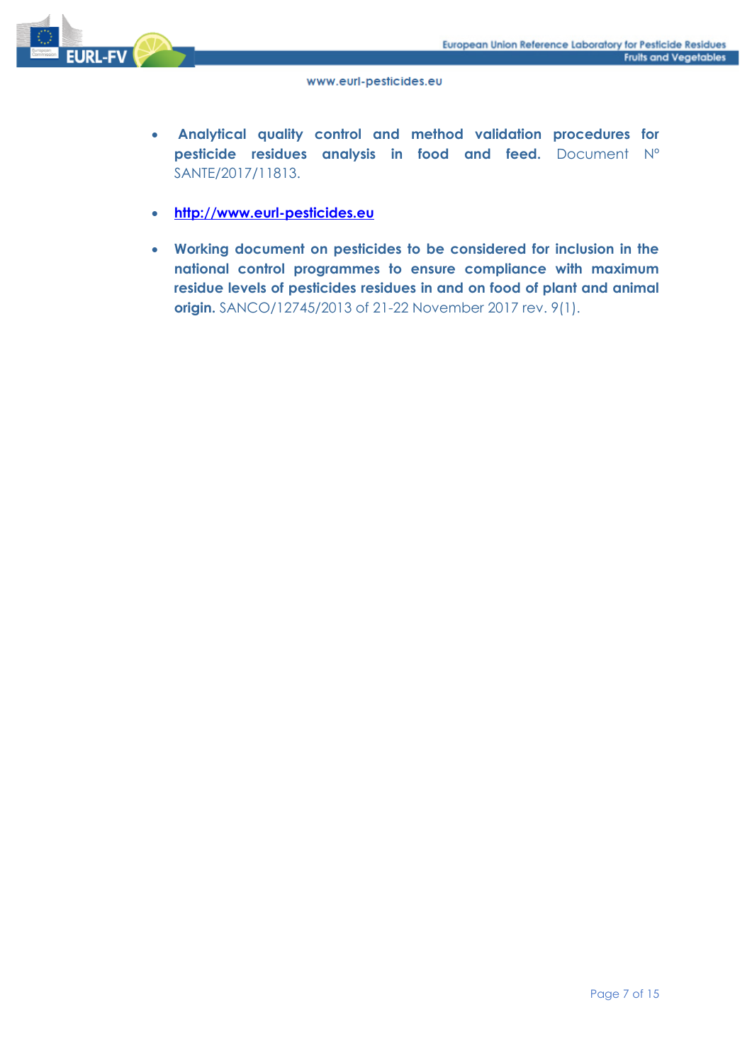- **Analytical quality control and method validation procedures for pesticide residues analysis in food and feed.** Document N° SANTE/2017/11813.

- **http://www.eurl-pesticides.eu**

- **Working document on pesticides to be considered for inclusion in the national control programmes to ensure compliance with maximum residue levels of pesticides residues in and on food of plant and animal origin.** SANCO/12745/2013 of 21-22 November 2017 rev. 9(1).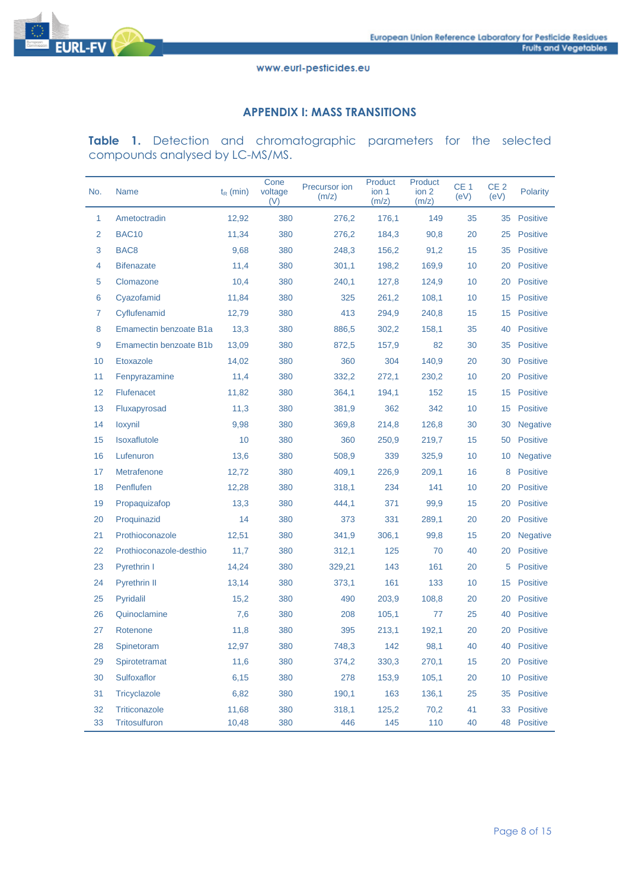## APPENDIX I: MASS TRANSITIONS

**Table 1.** Detection and chromatographic parameters for the selected compounds analysed by LC-MS/MS.

| No. | Name | $t_R$ (min) | Cone voltage (V) | Precursor ion (m/z) | Product ion 1 (m/z) | Product ion 2 (m/z) | CE 1 (eV) | CE 2 (eV) | Polarity |
|---|---|---|---|---|---|---|---|---|---|
| 1 | Ametoctradin | 12,92 | 380 | 276,2 | 176,1 | 149 | 35 | 35 | Positive |
| 2 | BAC10 | 11,34 | 380 | 276,2 | 184,3 | 90,8 | 20 | 25 | Positive |
| 3 | BAC8 | 9,68 | 380 | 248,3 | 156,2 | 91,2 | 15 | 35 | Positive |
| 4 | Bifenazate | 11,4 | 380 | 301,1 | 198,2 | 169,9 | 10 | 20 | Positive |
| 5 | Clomazone | 10,4 | 380 | 240,1 | 127,8 | 124,9 | 10 | 20 | Positive |
| 6 | Cyazofamid | 11,84 | 380 | 325 | 261,2 | 108,1 | 10 | 15 | Positive |
| 7 | Cyflufenamid | 12,79 | 380 | 413 | 294,9 | 240,8 | 15 | 15 | Positive |
| 8 | Emamectin benzoate B1a | 13,3 | 380 | 886,5 | 302,2 | 158,1 | 35 | 40 | Positive |
| 9 | Emamectin benzoate B1b | 13,09 | 380 | 872,5 | 157,9 | 82 | 30 | 35 | Positive |
| 10 | Etoxazole | 14,02 | 380 | 360 | 304 | 140,9 | 20 | 30 | Positive |
| 11 | Fenpyrazamine | 11,4 | 380 | 332,2 | 272,1 | 230,2 | 10 | 20 | Positive |
| 12 | Flufenacet | 11,82 | 380 | 364,1 | 194,1 | 152 | 15 | 15 | Positive |
| 13 | Fluxapyrosad | 11,3 | 380 | 381,9 | 362 | 342 | 10 | 15 | Positive |
| 14 | Ioxynil | 9,98 | 380 | 369,8 | 214,8 | 126,8 | 30 | 30 | Negative |
| 15 | Isoxaflutole | 10 | 380 | 360 | 250,9 | 219,7 | 15 | 50 | Positive |
| 16 | Lufenuron | 13,6 | 380 | 508,9 | 339 | 325,9 | 10 | 10 | Negative |
| 17 | Metrafenone | 12,72 | 380 | 409,1 | 226,9 | 209,1 | 16 | 8 | Positive |
| 18 | Penflufen | 12,28 | 380 | 318,1 | 234 | 141 | 10 | 20 | Positive |
| 19 | Propaquizafop | 13,3 | 380 | 444,1 | 371 | 99,9 | 15 | 20 | Positive |
| 20 | Proquinazid | 14 | 380 | 373 | 331 | 289,1 | 20 | 20 | Positive |
| 21 | Prothioconazole | 12,51 | 380 | 341,9 | 306,1 | 99,8 | 15 | 20 | Negative |
| 22 | Prothioconazole-desthio | 11,7 | 380 | 312,1 | 125 | 70 | 40 | 20 | Positive |
| 23 | Pyrethrin I | 14,24 | 380 | 329,21 | 143 | 161 | 20 | 5 | Positive |
| 24 | Pyrethrin II | 13,14 | 380 | 373,1 | 161 | 133 | 10 | 15 | Positive |
| 25 | Pyridalil | 15,2 | 380 | 490 | 203,9 | 108,8 | 20 | 20 | Positive |
| 26 | Quinoclamine | 7,6 | 380 | 208 | 105,1 | 77 | 25 | 40 | Positive |
| 27 | Rotenone | 11,8 | 380 | 395 | 213,1 | 192,1 | 20 | 20 | Positive |
| 28 | Spinetoram | 12,97 | 380 | 748,3 | 142 | 98,1 | 40 | 40 | Positive |
| 29 | Spirotetramat | 11,6 | 380 | 374,2 | 330,3 | 270,1 | 15 | 20 | Positive |
| 30 | Sulfoxaflor | 6,15 | 380 | 278 | 153,9 | 105,1 | 20 | 10 | Positive |
| 31 | Tricyclazole | 6,82 | 380 | 190,1 | 163 | 136,1 | 25 | 35 | Positive |
| 32 | Triticonazole | 11,68 | 380 | 318,1 | 125,2 | 70,2 | 41 | 33 | Positive |
| 33 | Tritosulfuron | 10,48 | 380 | 446 | 145 | 110 | 40 | 48 | Positive |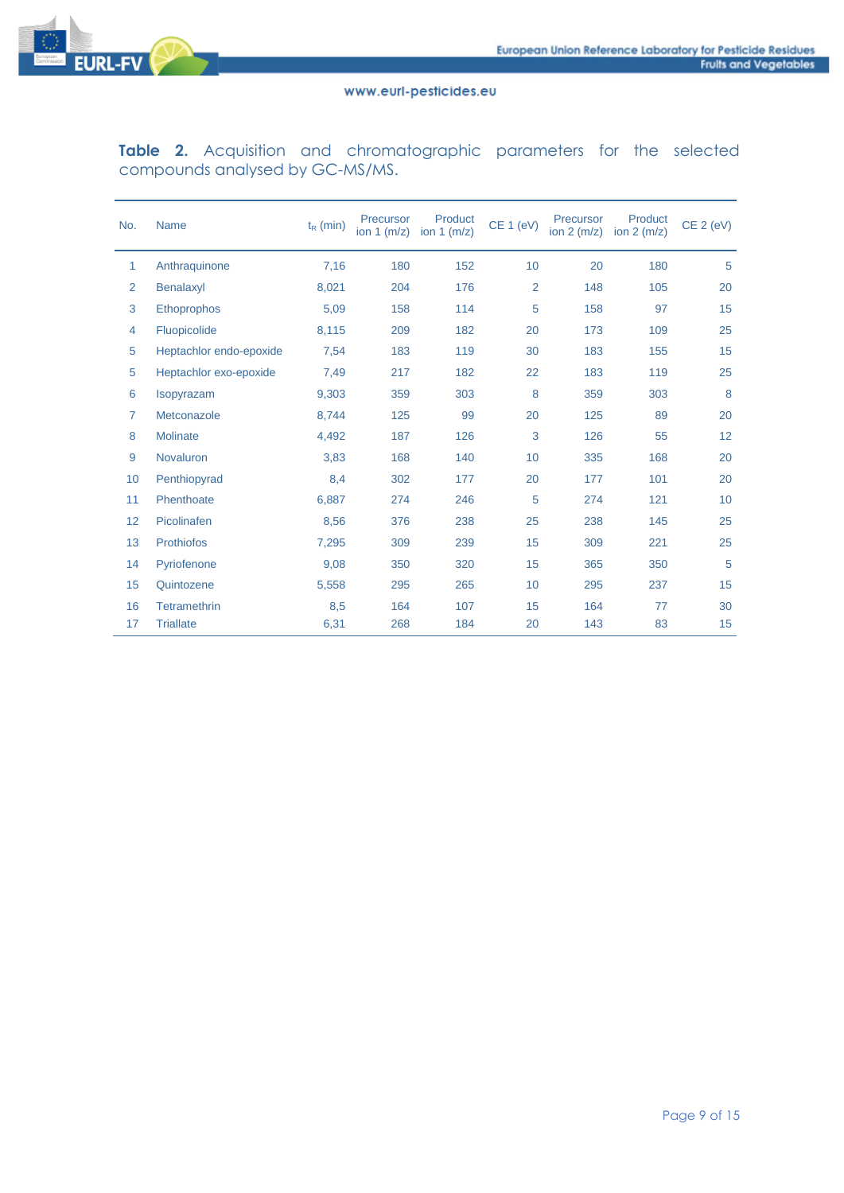**Table 2.** Acquisition and chromatographic parameters for the selected compounds analysed by GC-MS/MS.

| No. | Name | $t_R$ (min) | Precursor ion 1 (m/z) | Product ion 1 (m/z) | CE 1 (eV) | Precursor ion 2 (m/z) | Product ion 2 (m/z) | CE 2 (eV) |
|---|---|---|---|---|---|---|---|---|
| 1 | Anthraquinone | 7,16 | 180 | 152 | 10 | 20 | 180 | 5 |
| 2 | Benalaxyl | 8,021 | 204 | 176 | 2 | 148 | 105 | 20 |
| 3 | Ethoprophos | 5,09 | 158 | 114 | 5 | 158 | 97 | 15 |
| 4 | Fluopicolide | 8,115 | 209 | 182 | 20 | 173 | 109 | 25 |
| 5 | Heptachlor endo-epoxide | 7,54 | 183 | 119 | 30 | 183 | 155 | 15 |
| 5 | Heptachlor exo-epoxide | 7,49 | 217 | 182 | 22 | 183 | 119 | 25 |
| 6 | Isopyrazam | 9,303 | 359 | 303 | 8 | 359 | 303 | 8 |
| 7 | Metconazole | 8,744 | 125 | 99 | 20 | 125 | 89 | 20 |
| 8 | Molinate | 4,492 | 187 | 126 | 3 | 126 | 55 | 12 |
| 9 | Novaluron | 3,83 | 168 | 140 | 10 | 335 | 168 | 20 |
| 10 | Penthiopyrad | 8,4 | 302 | 177 | 20 | 177 | 101 | 20 |
| 11 | Phenthoate | 6,887 | 274 | 246 | 5 | 274 | 121 | 10 |
| 12 | Picolinafen | 8,56 | 376 | 238 | 25 | 238 | 145 | 25 |
| 13 | Prothiofos | 7,295 | 309 | 239 | 15 | 309 | 221 | 25 |
| 14 | Pyriofenone | 9,08 | 350 | 320 | 15 | 365 | 350 | 5 |
| 15 | Quintozene | 5,558 | 295 | 265 | 10 | 295 | 237 | 15 |
| 16 | Tetramethrin | 8,5 | 164 | 107 | 15 | 164 | 77 | 30 |
| 17 | Triallate | 6,31 | 268 | 184 | 20 | 143 | 83 | 15 |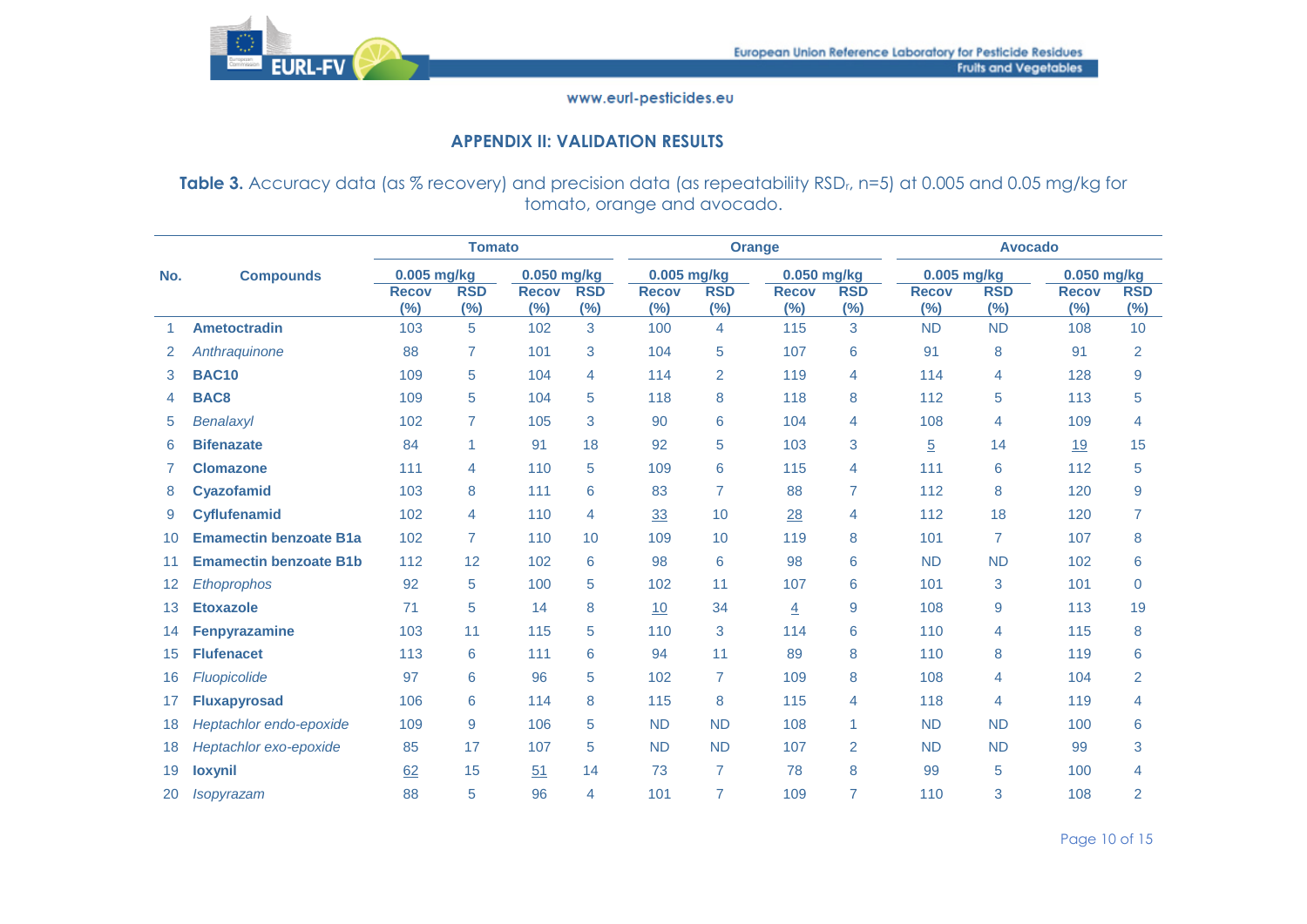## APPENDIX II: VALIDATION RESULTS

**Table 3.** Accuracy data (as % recovery) and precision data (as repeatability $RSD_r$, n=5) at 0.005 and 0.05 mg/kg for tomato, orange and avocado.

| No. | Compounds | Tomato | | | | Orange | | | | Avocado | | | |
|---|---|---|---|---|---|---|---|---|---|---|---|---|---|
| | | 0.005 mg/kg | | 0.050 mg/kg | | 0.005 mg/kg | | 0.050 mg/kg | | 0.005 mg/kg | | 0.050 mg/kg | |
| | | Recov (%) | RSD (%) | Recov (%) | RSD (%) | Recov (%) | RSD (%) | Recov (%) | RSD (%) | Recov (%) | RSD (%) | Recov (%) | RSD (%) |
| 1 | **Ametoctradin** | 103 | 5 | 102 | 3 | 100 | 4 | 115 | 3 | ND | ND | 108 | 10 |
| 2 | *Anthraquinone* | 88 | 7 | 101 | 3 | 104 | 5 | 107 | 6 | 91 | 8 | 91 | 2 |
| 3 | **BAC10** | 109 | 5 | 104 | 4 | 114 | 2 | 119 | 4 | 114 | 4 | 128 | 9 |
| 4 | **BAC8** | 109 | 5 | 104 | 5 | 118 | 8 | 118 | 8 | 112 | 5 | 113 | 5 |
| 5 | *Benalaxyl* | 102 | 7 | 105 | 3 | 90 | 6 | 104 | 4 | 108 | 4 | 109 | 4 |
| 6 | **Bifenazate** | 84 | 1 | 91 | 18 | 92 | 5 | 103 | 3 | <u>5</u> | 14 | <u>19</u> | 15 |
| 7 | **Clomazone** | 111 | 4 | 110 | 5 | 109 | 6 | 115 | 4 | 111 | 6 | 112 | 5 |
| 8 | **Cyazofamid** | 103 | 8 | 111 | 6 | 83 | 7 | 88 | 7 | 112 | 8 | 120 | 9 |
| 9 | **Cyflufenamid** | 102 | 4 | 110 | 4 | <u>33</u> | 10 | <u>28</u> | 4 | 112 | 18 | 120 | 7 |
| 10 | **Emamectin benzoate B1a** | 102 | 7 | 110 | 10 | 109 | 10 | 119 | 8 | 101 | 7 | 107 | 8 |
| 11 | **Emamectin benzoate B1b** | 112 | 12 | 102 | 6 | 98 | 6 | 98 | 6 | ND | ND | 102 | 6 |
| 12 | *Ethoprophos* | 92 | 5 | 100 | 5 | 102 | 11 | 107 | 6 | 101 | 3 | 101 | 0 |
| 13 | **Etoxazole** | 71 | 5 | 14 | 8 | <u>10</u> | 34 | <u>4</u> | 9 | 108 | 9 | 113 | 19 |
| 14 | **Fenpyrazamine** | 103 | 11 | 115 | 5 | 110 | 3 | 114 | 6 | 110 | 4 | 115 | 8 |
| 15 | **Flufenacet** | 113 | 6 | 111 | 6 | 94 | 11 | 89 | 8 | 110 | 8 | 119 | 6 |
| 16 | *Fluopicolide* | 97 | 6 | 96 | 5 | 102 | 7 | 109 | 8 | 108 | 4 | 104 | 2 |
| 17 | **Fluxapyrosad** | 106 | 6 | 114 | 8 | 115 | 8 | 115 | 4 | 118 | 4 | 119 | 4 |
| 18 | *Heptachlor endo-epoxide* | 109 | 9 | 106 | 5 | ND | ND | 108 | 1 | ND | ND | 100 | 6 |
| 18 | *Heptachlor exo-epoxide* | 85 | 17 | 107 | 5 | ND | ND | 107 | 2 | ND | ND | 99 | 3 |
| 19 | **Ioxynil** | <u>62</u> | 15 | <u>51</u> | 14 | 73 | 7 | 78 | 8 | 99 | 5 | 100 | 4 |
| 20 | *Isopyrazam* | 88 | 5 | 96 | 4 | 101 | 7 | 109 | 7 | 110 | 3 | 108 | 2 |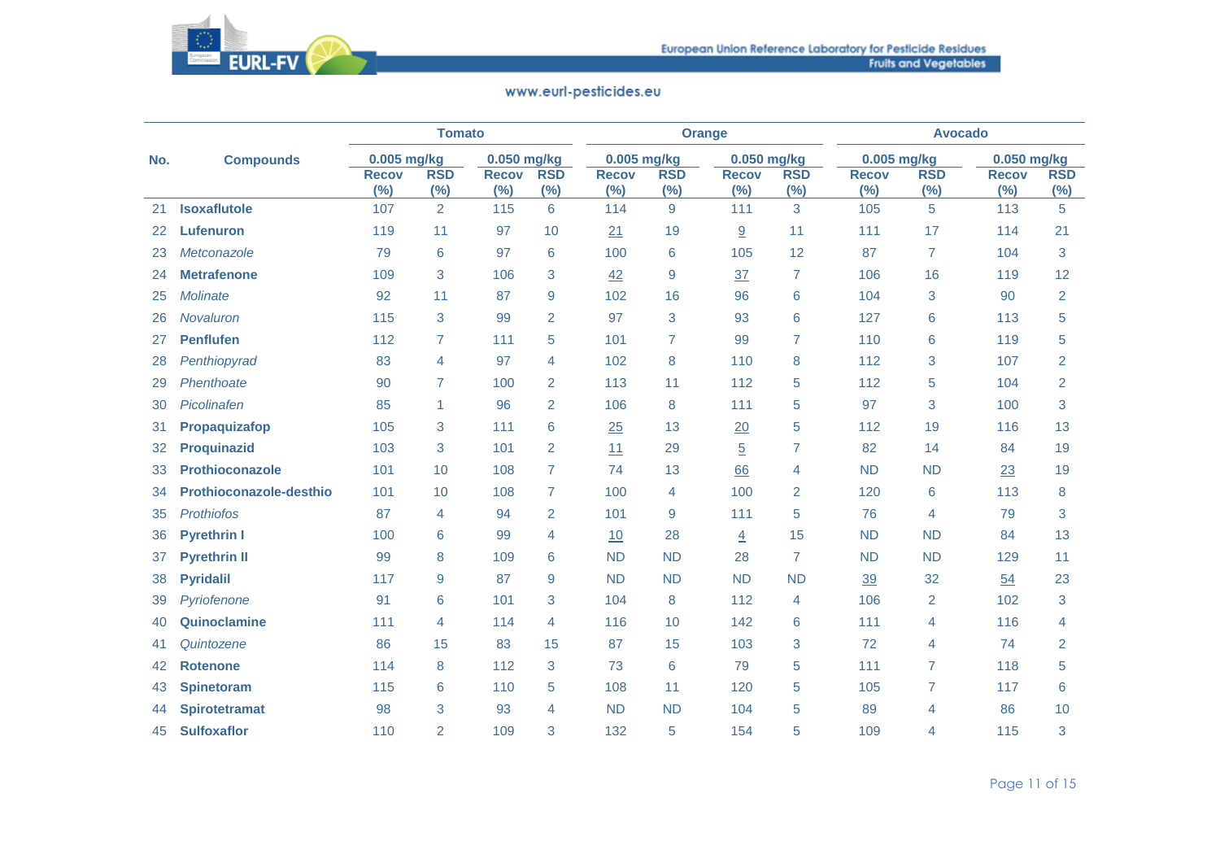| No. | Compounds | Tomato | | | | Orange | | | | Avocado | | | |
|---|---|---|---|---|---|---|---|---|---|---|---|---|---|
| | | 0.005 mg/kg | | 0.050 mg/kg | | 0.005 mg/kg | | 0.050 mg/kg | | 0.005 mg/kg | | 0.050 mg/kg | |
| | | Recov (%) | RSD (%) | Recov (%) | RSD (%) | Recov (%) | RSD (%) | Recov (%) | RSD (%) | Recov (%) | RSD (%) | Recov (%) | RSD (%) |
| 21 | **Isoxaflutole** | 107 | 2 | 115 | 6 | 114 | 9 | 111 | 3 | 105 | 5 | 113 | 5 |
| 22 | **Lufenuron** | 119 | 11 | 97 | 10 | <u>21</u> | 19 | <u>9</u> | 11 | 111 | 17 | 114 | 21 |
| 23 | *Metconazole* | 79 | 6 | 97 | 6 | 100 | 6 | 105 | 12 | 87 | 7 | 104 | 3 |
| 24 | **Metrafenone** | 109 | 3 | 106 | 3 | <u>42</u> | 9 | <u>37</u> | 7 | 106 | 16 | 119 | 12 |
| 25 | *Molinate* | 92 | 11 | 87 | 9 | 102 | 16 | 96 | 6 | 104 | 3 | 90 | 2 |
| 26 | *Novaluron* | 115 | 3 | 99 | 2 | 97 | 3 | 93 | 6 | 127 | 6 | 113 | 5 |
| 27 | **Penflufen** | 112 | 7 | 111 | 5 | 101 | 7 | 99 | 7 | 110 | 6 | 119 | 5 |
| 28 | *Penthiopyrad* | 83 | 4 | 97 | 4 | 102 | 8 | 110 | 8 | 112 | 3 | 107 | 2 |
| 29 | *Phenthoate* | 90 | 7 | 100 | 2 | 113 | 11 | 112 | 5 | 112 | 5 | 104 | 2 |
| 30 | *Picolinafen* | 85 | 1 | 96 | 2 | 106 | 8 | 111 | 5 | 97 | 3 | 100 | 3 |
| 31 | **Propaquizafop** | 105 | 3 | 111 | 6 | <u>25</u> | 13 | <u>20</u> | 5 | 112 | 19 | 116 | 13 |
| 32 | **Proquinazid** | 103 | 3 | 101 | 2 | <u>11</u> | 29 | <u>5</u> | 7 | 82 | 14 | 84 | 19 |
| 33 | **Prothioconazole** | 101 | 10 | 108 | 7 | 74 | 13 | <u>66</u> | 4 | ND | ND | <u>23</u> | 19 |
| 34 | **Prothioconazole-desthio** | 101 | 10 | 108 | 7 | 100 | 4 | 100 | 2 | 120 | 6 | 113 | 8 |
| 35 | *Prothiofos* | 87 | 4 | 94 | 2 | 101 | 9 | 111 | 5 | 76 | 4 | 79 | 3 |
| 36 | **Pyrethrin I** | 100 | 6 | 99 | 4 | <u>10</u> | 28 | <u>4</u> | 15 | ND | ND | 84 | 13 |
| 37 | **Pyrethrin II** | 99 | 8 | 109 | 6 | ND | ND | 28 | 7 | ND | ND | 129 | 11 |
| 38 | **Pyridalil** | 117 | 9 | 87 | 9 | ND | ND | ND | ND | <u>39</u> | 32 | <u>54</u> | 23 |
| 39 | *Pyriofenone* | 91 | 6 | 101 | 3 | 104 | 8 | 112 | 4 | 106 | 2 | 102 | 3 |
| 40 | **Quinoclamine** | 111 | 4 | 114 | 4 | 116 | 10 | 142 | 6 | 111 | 4 | 116 | 4 |
| 41 | *Quintozene* | 86 | 15 | 83 | 15 | 87 | 15 | 103 | 3 | 72 | 4 | 74 | 2 |
| 42 | **Rotenone** | 114 | 8 | 112 | 3 | 73 | 6 | 79 | 5 | 111 | 7 | 118 | 5 |
| 43 | **Spinetoram** | 115 | 6 | 110 | 5 | 108 | 11 | 120 | 5 | 105 | 7 | 117 | 6 |
| 44 | **Spirotetramat** | 98 | 3 | 93 | 4 | ND | ND | 104 | 5 | 89 | 4 | 86 | 10 |
| 45 | **Sulfoxaflor** | 110 | 2 | 109 | 3 | 132 | 5 | 154 | 5 | 109 | 4 | 115 | 3 |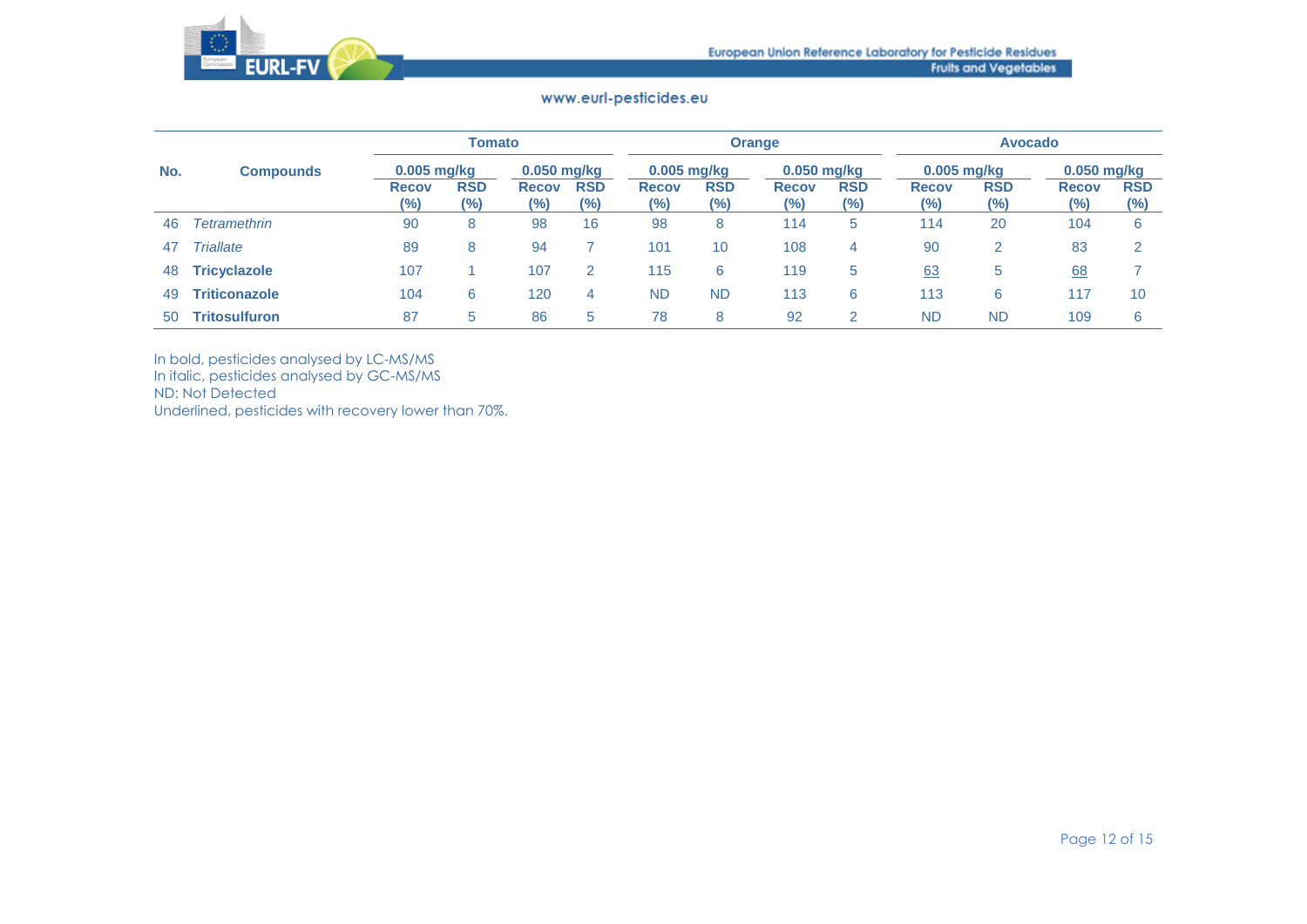| No. | Compounds | Tomato | | | | Orange | | | | Avocado | | | |
|---|---|---|---|---|---|---|---|---|---|---|---|---|---|
| | | 0.005 mg/kg | | 0.050 mg/kg | | 0.005 mg/kg | | 0.050 mg/kg | | 0.005 mg/kg | | 0.050 mg/kg | |
| | | Recov (%) | RSD (%) | Recov (%) | RSD (%) | Recov (%) | RSD (%) | Recov (%) | RSD (%) | Recov (%) | RSD (%) | Recov (%) | RSD (%) |
| 46 | *Tetramethrin* | 90 | 8 | 98 | 16 | 98 | 8 | 114 | 5 | 114 | 20 | 104 | 6 |
| 47 | *Triallate* | 89 | 8 | 94 | 7 | 101 | 10 | 108 | 4 | 90 | 2 | 83 | 2 |
| 48 | **Tricyclazole** | 107 | 1 | 107 | 2 | 115 | 6 | 119 | 5 | <u>63</u> | 5 | <u>68</u> | 7 |
| 49 | **Triticonazole** | 104 | 6 | 120 | 4 | ND | ND | 113 | 6 | 113 | 6 | 117 | 10 |
| 50 | **Tritosulfuron** | 87 | 5 | 86 | 5 | 78 | 8 | 92 | 2 | ND | ND | 109 | 6 |

In bold, pesticides analysed by LC-MS/MS
In italic, pesticides analysed by GC-MS/MS
ND: Not Detected
Underlined, pesticides with recovery lower than 70%.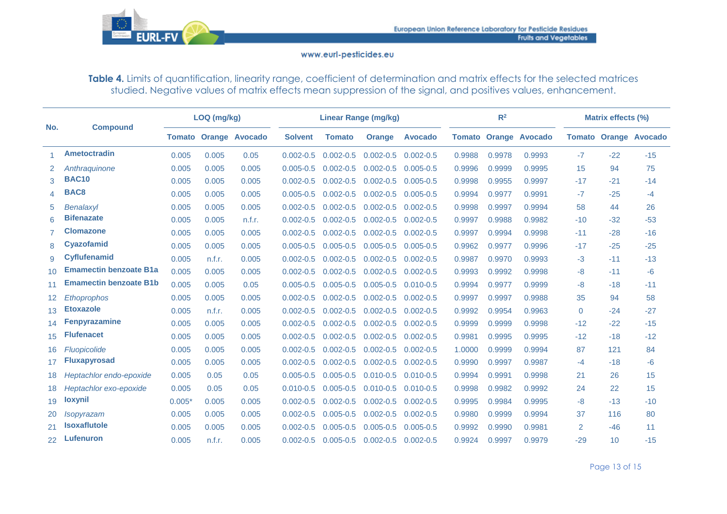**Table 4.** Limits of quantification, linearity range, coefficient of determination and matrix effects for the selected matrices studied. Negative values of matrix effects mean suppression of the signal, and positives values, enhancement.

| No. | Compound | LOQ (mg/kg) | | | Linear Range (mg/kg) | | | | $R^2$ | | | Matrix effects (%) | | |
|---|---|---|---|---|---|---|---|---|---|---|---|---|---|---|
| | | Tomato | Orange | Avocado | Solvent | Tomato | Orange | Avocado | Tomato | Orange | Avocado | Tomato | Orange | Avocado |
| 1 | **Ametoctradin** | 0.005 | 0.005 | 0.05 | 0.002-0.5 | 0.002-0.5 | 0.002-0.5 | 0.002-0.5 | 0.9988 | 0.9978 | 0.9993 | -7 | -22 | -15 |
| 2 | *Anthraquinone* | 0.005 | 0.005 | 0.005 | 0.005-0.5 | 0.002-0.5 | 0.002-0.5 | 0.005-0.5 | 0.9996 | 0.9999 | 0.9995 | 15 | 94 | 75 |
| 3 | **BAC10** | 0.005 | 0.005 | 0.005 | 0.002-0.5 | 0.002-0.5 | 0.002-0.5 | 0.005-0.5 | 0.9998 | 0.9955 | 0.9997 | -17 | -21 | -14 |
| 4 | **BAC8** | 0.005 | 0.005 | 0.005 | 0.005-0.5 | 0.002-0.5 | 0.002-0.5 | 0.005-0.5 | 0.9994 | 0.9977 | 0.9991 | -7 | -25 | -4 |
| 5 | *Benalaxyl* | 0.005 | 0.005 | 0.005 | 0.002-0.5 | 0.002-0.5 | 0.002-0.5 | 0.002-0.5 | 0.9998 | 0.9997 | 0.9994 | 58 | 44 | 26 |
| 6 | **Bifenazate** | 0.005 | 0.005 | n.f.r. | 0.002-0.5 | 0.002-0.5 | 0.002-0.5 | 0.002-0.5 | 0.9997 | 0.9988 | 0.9982 | -10 | -32 | -53 |
| 7 | **Clomazone** | 0.005 | 0.005 | 0.005 | 0.002-0.5 | 0.002-0.5 | 0.002-0.5 | 0.002-0.5 | 0.9997 | 0.9994 | 0.9998 | -11 | -28 | -16 |
| 8 | **Cyazofamid** | 0.005 | 0.005 | 0.005 | 0.005-0.5 | 0.005-0.5 | 0.005-0.5 | 0.005-0.5 | 0.9962 | 0.9977 | 0.9996 | -17 | -25 | -25 |
| 9 | **Cyflufenamid** | 0.005 | n.f.r. | 0.005 | 0.002-0.5 | 0.002-0.5 | 0.002-0.5 | 0.002-0.5 | 0.9987 | 0.9970 | 0.9993 | -3 | -11 | -13 |
| 10 | **Emamectin benzoate B1a** | 0.005 | 0.005 | 0.005 | 0.002-0.5 | 0.002-0.5 | 0.002-0.5 | 0.002-0.5 | 0.9993 | 0.9992 | 0.9998 | -8 | -11 | -6 |
| 11 | **Emamectin benzoate B1b** | 0.005 | 0.005 | 0.05 | 0.005-0.5 | 0.005-0.5 | 0.005-0.5 | 0.010-0.5 | 0.9994 | 0.9977 | 0.9999 | -8 | -18 | -11 |
| 12 | *Ethoprophos* | 0.005 | 0.005 | 0.005 | 0.002-0.5 | 0.002-0.5 | 0.002-0.5 | 0.002-0.5 | 0.9997 | 0.9997 | 0.9988 | 35 | 94 | 58 |
| 13 | **Etoxazole** | 0.005 | n.f.r. | 0.005 | 0.002-0.5 | 0.002-0.5 | 0.002-0.5 | 0.002-0.5 | 0.9992 | 0.9954 | 0.9963 | 0 | -24 | -27 |
| 14 | **Fenpyrazamine** | 0.005 | 0.005 | 0.005 | 0.002-0.5 | 0.002-0.5 | 0.002-0.5 | 0.002-0.5 | 0.9999 | 0.9999 | 0.9998 | -12 | -22 | -15 |
| 15 | **Flufenacet** | 0.005 | 0.005 | 0.005 | 0.002-0.5 | 0.002-0.5 | 0.002-0.5 | 0.002-0.5 | 0.9981 | 0.9995 | 0.9995 | -12 | -18 | -12 |
| 16 | *Fluopicolide* | 0.005 | 0.005 | 0.005 | 0.002-0.5 | 0.002-0.5 | 0.002-0.5 | 0.002-0.5 | 1.0000 | 0.9999 | 0.9994 | 87 | 121 | 84 |
| 17 | **Fluxapyrosad** | 0.005 | 0.005 | 0.005 | 0.002-0.5 | 0.002-0.5 | 0.002-0.5 | 0.002-0.5 | 0.9990 | 0.9997 | 0.9987 | -4 | -18 | -6 |
| 18 | *Heptachlor endo-epoxide* | 0.005 | 0.05 | 0.05 | 0.005-0.5 | 0.005-0.5 | 0.010-0.5 | 0.010-0.5 | 0.9994 | 0.9991 | 0.9998 | 21 | 26 | 15 |
| 18 | *Heptachlor exo-epoxide* | 0.005 | 0.05 | 0.05 | 0.010-0.5 | 0.005-0.5 | 0.010-0.5 | 0.010-0.5 | 0.9998 | 0.9982 | 0.9992 | 24 | 22 | 15 |
| 19 | **Ioxynil** | 0.005* | 0.005 | 0.005 | 0.002-0.5 | 0.002-0.5 | 0.002-0.5 | 0.002-0.5 | 0.9995 | 0.9984 | 0.9995 | -8 | -13 | -10 |
| 20 | *Isopyrazam* | 0.005 | 0.005 | 0.005 | 0.002-0.5 | 0.005-0.5 | 0.002-0.5 | 0.002-0.5 | 0.9980 | 0.9999 | 0.9994 | 37 | 116 | 80 |
| 21 | **Isoxaflutole** | 0.005 | 0.005 | 0.005 | 0.002-0.5 | 0.005-0.5 | 0.005-0.5 | 0.005-0.5 | 0.9992 | 0.9990 | 0.9981 | 2 | -46 | 11 |
| 22 | **Lufenuron** | 0.005 | n.f.r. | 0.005 | 0.002-0.5 | 0.005-0.5 | 0.002-0.5 | 0.002-0.5 | 0.9924 | 0.9997 | 0.9979 | -29 | 10 | -15 |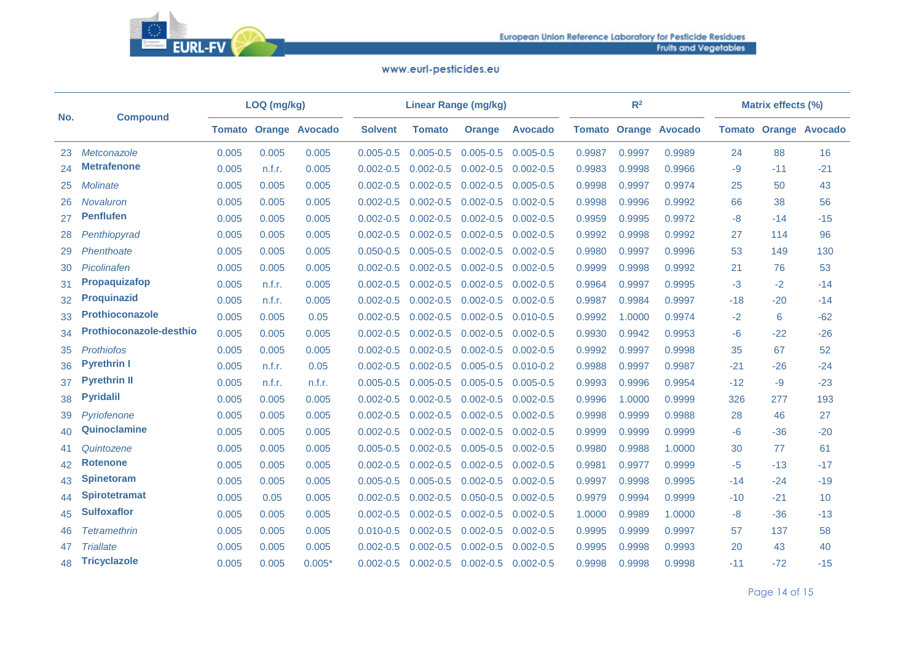| No. | Compound | LOQ (mg/kg) | | | Linear Range (mg/kg) | | | | $R^2$ | | | Matrix effects (%) | | |
|---|---|---|---|---|---|---|---|---|---|---|---|---|---|---|
| | | Tomato | Orange | Avocado | Solvent | Tomato | Orange | Avocado | Tomato | Orange | Avocado | Tomato | Orange | Avocado |
| 23 | *Metconazole* | 0.005 | 0.005 | 0.005 | 0.005-0.5 | 0.005-0.5 | 0.005-0.5 | 0.005-0.5 | 0.9987 | 0.9997 | 0.9989 | 24 | 88 | 16 |
| 24 | **Metrafenone** | 0.005 | n.f.r. | 0.005 | 0.002-0.5 | 0.002-0.5 | 0.002-0.5 | 0.002-0.5 | 0.9983 | 0.9998 | 0.9966 | -9 | -11 | -21 |
| 25 | *Molinate* | 0.005 | 0.005 | 0.005 | 0.002-0.5 | 0.002-0.5 | 0.002-0.5 | 0.005-0.5 | 0.9998 | 0.9997 | 0.9974 | 25 | 50 | 43 |
| 26 | *Novaluron* | 0.005 | 0.005 | 0.005 | 0.002-0.5 | 0.002-0.5 | 0.002-0.5 | 0.002-0.5 | 0.9998 | 0.9996 | 0.9992 | 66 | 38 | 56 |
| 27 | **Penflufen** | 0.005 | 0.005 | 0.005 | 0.002-0.5 | 0.002-0.5 | 0.002-0.5 | 0.002-0.5 | 0.9959 | 0.9995 | 0.9972 | -8 | -14 | -15 |
| 28 | *Penthiopyrad* | 0.005 | 0.005 | 0.005 | 0.002-0.5 | 0.002-0.5 | 0.002-0.5 | 0.002-0.5 | 0.9992 | 0.9998 | 0.9992 | 27 | 114 | 96 |
| 29 | *Phenthoate* | 0.005 | 0.005 | 0.005 | 0.050-0.5 | 0.005-0.5 | 0.002-0.5 | 0.002-0.5 | 0.9980 | 0.9997 | 0.9996 | 53 | 149 | 130 |
| 30 | *Picolinafen* | 0.005 | 0.005 | 0.005 | 0.002-0.5 | 0.002-0.5 | 0.002-0.5 | 0.002-0.5 | 0.9999 | 0.9998 | 0.9992 | 21 | 76 | 53 |
| 31 | **Propaquizafop** | 0.005 | n.f.r. | 0.005 | 0.002-0.5 | 0.002-0.5 | 0.002-0.5 | 0.002-0.5 | 0.9964 | 0.9997 | 0.9995 | -3 | -2 | -14 |
| 32 | **Proquinazid** | 0.005 | n.f.r. | 0.005 | 0.002-0.5 | 0.002-0.5 | 0.002-0.5 | 0.002-0.5 | 0.9987 | 0.9984 | 0.9997 | -18 | -20 | -14 |
| 33 | **Prothioconazole** | 0.005 | 0.005 | 0.05 | 0.002-0.5 | 0.002-0.5 | 0.002-0.5 | 0.010-0.5 | 0.9992 | 1.0000 | 0.9974 | -2 | 6 | -62 |
| 34 | **Prothioconazole-desthio** | 0.005 | 0.005 | 0.005 | 0.002-0.5 | 0.002-0.5 | 0.002-0.5 | 0.002-0.5 | 0.9930 | 0.9942 | 0.9953 | -6 | -22 | -26 |
| 35 | *Prothiofos* | 0.005 | 0.005 | 0.005 | 0.002-0.5 | 0.002-0.5 | 0.002-0.5 | 0.002-0.5 | 0.9992 | 0.9997 | 0.9998 | 35 | 67 | 52 |
| 36 | **Pyrethrin I** | 0.005 | n.f.r. | 0.05 | 0.002-0.5 | 0.002-0.5 | 0.005-0.5 | 0.010-0.2 | 0.9988 | 0.9997 | 0.9987 | -21 | -26 | -24 |
| 37 | **Pyrethrin II** | 0.005 | n.f.r. | n.f.r. | 0.005-0.5 | 0.005-0.5 | 0.005-0.5 | 0.005-0.5 | 0.9993 | 0.9996 | 0.9954 | -12 | -9 | -23 |
| 38 | **Pyridalil** | 0.005 | 0.005 | 0.005 | 0.002-0.5 | 0.002-0.5 | 0.002-0.5 | 0.002-0.5 | 0.9996 | 1.0000 | 0.9999 | 326 | 277 | 193 |
| 39 | *Pyriofenone* | 0.005 | 0.005 | 0.005 | 0.002-0.5 | 0.002-0.5 | 0.002-0.5 | 0.002-0.5 | 0.9998 | 0.9999 | 0.9988 | 28 | 46 | 27 |
| 40 | **Quinoclamine** | 0.005 | 0.005 | 0.005 | 0.002-0.5 | 0.002-0.5 | 0.002-0.5 | 0.002-0.5 | 0.9999 | 0.9999 | 0.9999 | -6 | -36 | -20 |
| 41 | *Quintozene* | 0.005 | 0.005 | 0.005 | 0.005-0.5 | 0.002-0.5 | 0.005-0.5 | 0.002-0.5 | 0.9980 | 0.9988 | 1.0000 | 30 | 77 | 61 |
| 42 | **Rotenone** | 0.005 | 0.005 | 0.005 | 0.002-0.5 | 0.002-0.5 | 0.002-0.5 | 0.002-0.5 | 0.9981 | 0.9977 | 0.9999 | -5 | -13 | -17 |
| 43 | **Spinetoram** | 0.005 | 0.005 | 0.005 | 0.005-0.5 | 0.005-0.5 | 0.002-0.5 | 0.002-0.5 | 0.9997 | 0.9998 | 0.9995 | -14 | -24 | -19 |
| 44 | **Spirotetramat** | 0.005 | 0.05 | 0.005 | 0.002-0.5 | 0.002-0.5 | 0.050-0.5 | 0.002-0.5 | 0.9979 | 0.9994 | 0.9999 | -10 | -21 | 10 |
| 45 | **Sulfoxaflor** | 0.005 | 0.005 | 0.005 | 0.002-0.5 | 0.002-0.5 | 0.002-0.5 | 0.002-0.5 | 1.0000 | 0.9989 | 1.0000 | -8 | -36 | -13 |
| 46 | *Tetramethrin* | 0.005 | 0.005 | 0.005 | 0.010-0.5 | 0.002-0.5 | 0.002-0.5 | 0.002-0.5 | 0.9995 | 0.9999 | 0.9997 | 57 | 137 | 58 |
| 47 | *Triallate* | 0.005 | 0.005 | 0.005 | 0.002-0.5 | 0.002-0.5 | 0.002-0.5 | 0.002-0.5 | 0.9995 | 0.9998 | 0.9993 | 20 | 43 | 40 |
| 48 | **Tricyclazole** | 0.005 | 0.005 | 0.005* | 0.002-0.5 | 0.002-0.5 | 0.002-0.5 | 0.002-0.5 | 0.9998 | 0.9998 | 0.9998 | -11 | -72 | -15 |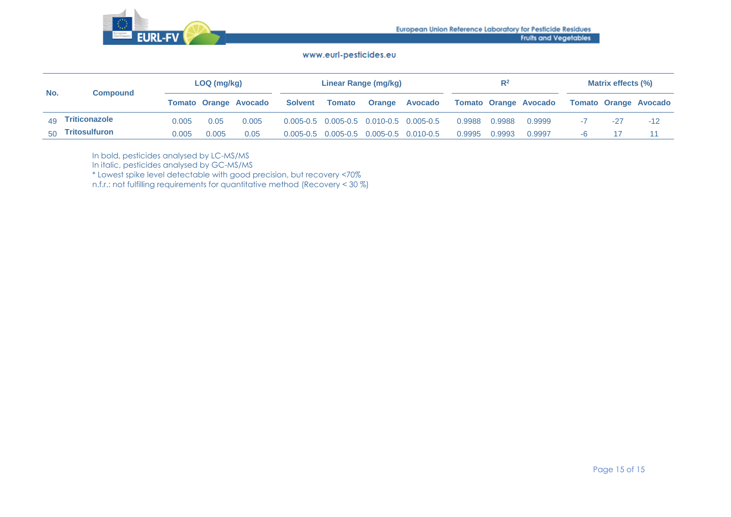| No. | Compound | LOQ (mg/kg) | | | Linear Range (mg/kg) | | | | $R^2$ | | | Matrix effects (%) | | |
|---|---|---|---|---|---|---|---|---|---|---|---|---|---|---|
| | | Tomato | Orange | Avocado | Solvent | Tomato | Orange | Avocado | Tomato | Orange | Avocado | Tomato | Orange | Avocado |
| 49 | **Triticonazole** | 0.005 | 0.05 | 0.005 | 0.005-0.5 | 0.005-0.5 | 0.010-0.5 | 0.005-0.5 | 0.9988 | 0.9988 | 0.9999 | -7 | -27 | -12 |
| 50 | **Tritosulfuron** | 0.005 | 0.005 | 0.05 | 0.005-0.5 | 0.005-0.5 | 0.005-0.5 | 0.010-0.5 | 0.9995 | 0.9993 | 0.9997 | -6 | 17 | 11 |

In bold, pesticides analysed by LC-MS/MS

In italic, pesticides analysed by GC-MS/MS

\* Lowest spike level detectable with good precision, but recovery <70%

n.f.r.: not fulfilling requirements for quantitative method (Recovery < 30 %)